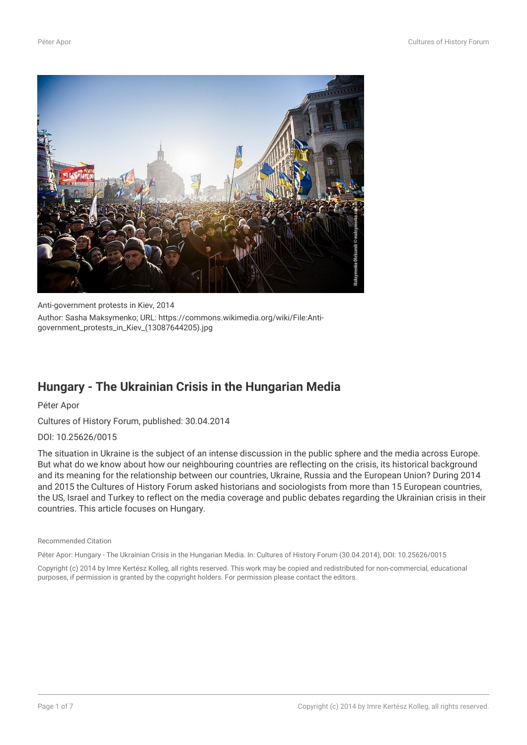Anti-government protests in Kiev, 2014

Author: Sasha Maksymenko; URL: https://commons.wikimedia.org/wiki/File:Anti-government_protests_in_Kiev_(13087644205).jpg

# Hungary - The Ukrainian Crisis in the Hungarian Media

Péter Apor

Cultures of History Forum, published: 30.04.2014

DOI: 10.25626/0015

The situation in Ukraine is the subject of an intense discussion in the public sphere and the media across Europe. But what do we know about how our neighbouring countries are reflecting on the crisis, its historical background and its meaning for the relationship between our countries, Ukraine, Russia and the European Union? During 2014 and 2015 the Cultures of History Forum asked historians and sociologists from more than 15 European countries, the US, Israel and Turkey to reflect on the media coverage and public debates regarding the Ukrainian crisis in their countries. This article focuses on Hungary.

Recommended Citation

Péter Apor: Hungary - The Ukrainian Crisis in the Hungarian Media. In: Cultures of History Forum (30.04.2014), DOI: 10.25626/0015

Copyright (c) 2014 by Imre Kertész Kolleg, all rights reserved. This work may be copied and redistributed for non-commercial, educational purposes, if permission is granted by the copyright holders. For permission please contact the editors.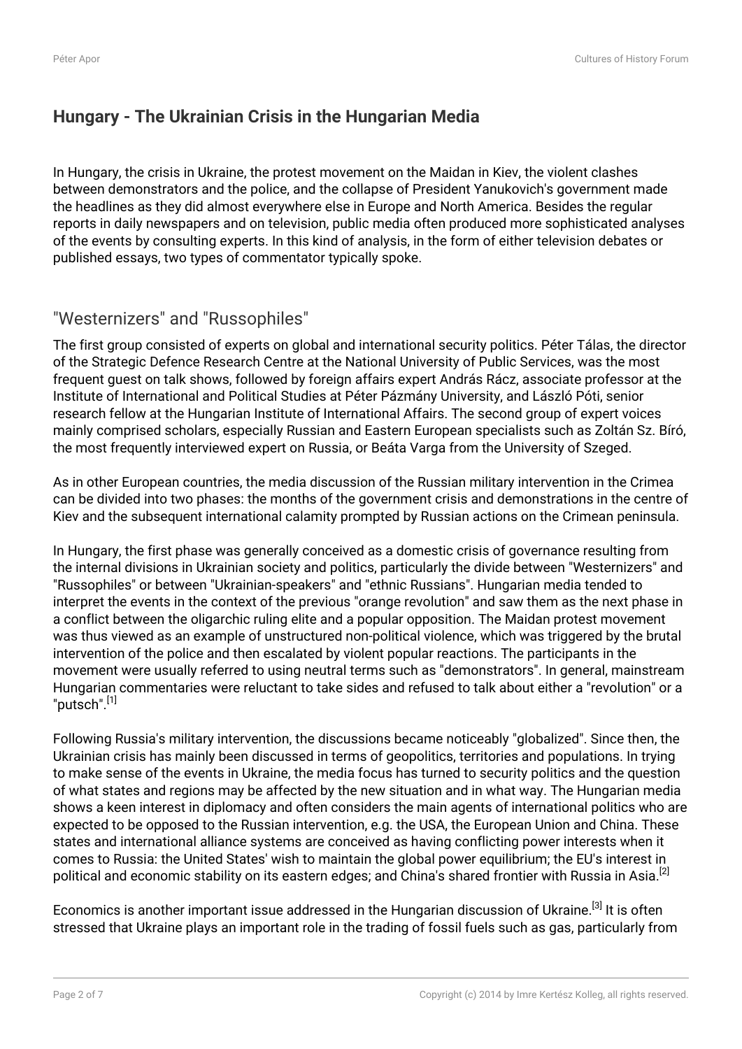## Hungary - The Ukrainian Crisis in the Hungarian Media

In Hungary, the crisis in Ukraine, the protest movement on the Maidan in Kiev, the violent clashes between demonstrators and the police, and the collapse of President Yanukovich's government made the headlines as they did almost everywhere else in Europe and North America. Besides the regular reports in daily newspapers and on television, public media often produced more sophisticated analyses of the events by consulting experts. In this kind of analysis, in the form of either television debates or published essays, two types of commentator typically spoke.

### "Westernizers" and "Russophiles"

The first group consisted of experts on global and international security politics. Péter Tálas, the director of the Strategic Defence Research Centre at the National University of Public Services, was the most frequent guest on talk shows, followed by foreign affairs expert András Rácz, associate professor at the Institute of International and Political Studies at Péter Pázmány University, and László Póti, senior research fellow at the Hungarian Institute of International Affairs. The second group of expert voices mainly comprised scholars, especially Russian and Eastern European specialists such as Zoltán Sz. Bíró, the most frequently interviewed expert on Russia, or Beáta Varga from the University of Szeged.

As in other European countries, the media discussion of the Russian military intervention in the Crimea can be divided into two phases: the months of the government crisis and demonstrations in the centre of Kiev and the subsequent international calamity prompted by Russian actions on the Crimean peninsula.

In Hungary, the first phase was generally conceived as a domestic crisis of governance resulting from the internal divisions in Ukrainian society and politics, particularly the divide between "Westernizers" and "Russophiles" or between "Ukrainian-speakers" and "ethnic Russians". Hungarian media tended to interpret the events in the context of the previous "orange revolution" and saw them as the next phase in a conflict between the oligarchic ruling elite and a popular opposition. The Maidan protest movement was thus viewed as an example of unstructured non-political violence, which was triggered by the brutal intervention of the police and then escalated by violent popular reactions. The participants in the movement were usually referred to using neutral terms such as "demonstrators". In general, mainstream Hungarian commentaries were reluctant to take sides and refused to talk about either a "revolution" or a "putsch".[1]

Following Russia's military intervention, the discussions became noticeably "globalized". Since then, the Ukrainian crisis has mainly been discussed in terms of geopolitics, territories and populations. In trying to make sense of the events in Ukraine, the media focus has turned to security politics and the question of what states and regions may be affected by the new situation and in what way. The Hungarian media shows a keen interest in diplomacy and often considers the main agents of international politics who are expected to be opposed to the Russian intervention, e.g. the USA, the European Union and China. These states and international alliance systems are conceived as having conflicting power interests when it comes to Russia: the United States' wish to maintain the global power equilibrium; the EU's interest in political and economic stability on its eastern edges; and China's shared frontier with Russia in Asia.[2]

Economics is another important issue addressed in the Hungarian discussion of Ukraine.[3] It is often stressed that Ukraine plays an important role in the trading of fossil fuels such as gas, particularly from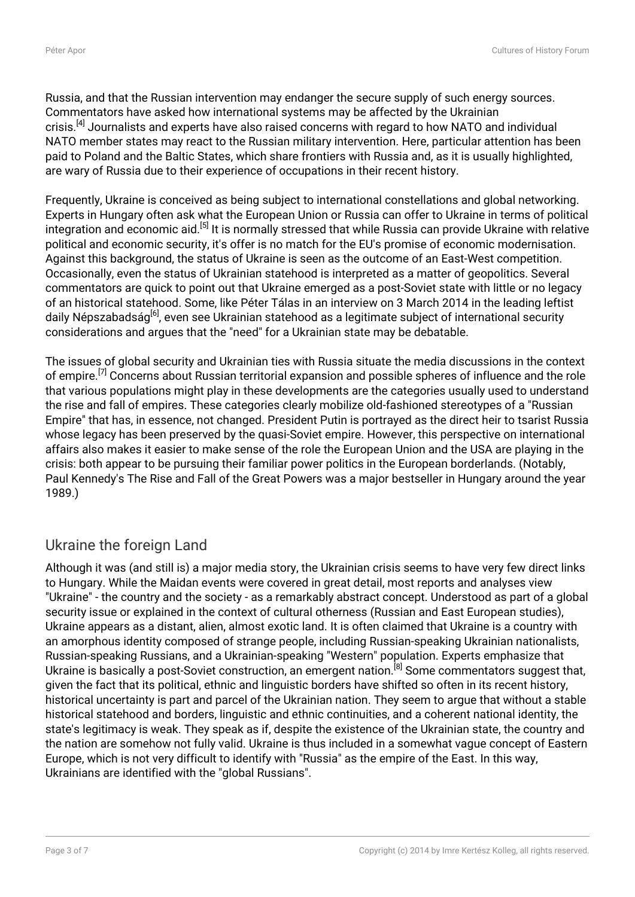Russia, and that the Russian intervention may endanger the secure supply of such energy sources. Commentators have asked how international systems may be affected by the Ukrainian crisis.[4] Journalists and experts have also raised concerns with regard to how NATO and individual NATO member states may react to the Russian military intervention. Here, particular attention has been paid to Poland and the Baltic States, which share frontiers with Russia and, as it is usually highlighted, are wary of Russia due to their experience of occupations in their recent history.

Frequently, Ukraine is conceived as being subject to international constellations and global networking. Experts in Hungary often ask what the European Union or Russia can offer to Ukraine in terms of political integration and economic aid.[5] It is normally stressed that while Russia can provide Ukraine with relative political and economic security, it's offer is no match for the EU's promise of economic modernisation. Against this background, the status of Ukraine is seen as the outcome of an East-West competition. Occasionally, even the status of Ukrainian statehood is interpreted as a matter of geopolitics. Several commentators are quick to point out that Ukraine emerged as a post-Soviet state with little or no legacy of an historical statehood. Some, like Péter Tálas in an interview on 3 March 2014 in the leading leftist daily Népszabadság[6], even see Ukrainian statehood as a legitimate subject of international security considerations and argues that the "need" for a Ukrainian state may be debatable.

The issues of global security and Ukrainian ties with Russia situate the media discussions in the context of empire.[7] Concerns about Russian territorial expansion and possible spheres of influence and the role that various populations might play in these developments are the categories usually used to understand the rise and fall of empires. These categories clearly mobilize old-fashioned stereotypes of a "Russian Empire" that has, in essence, not changed. President Putin is portrayed as the direct heir to tsarist Russia whose legacy has been preserved by the quasi-Soviet empire. However, this perspective on international affairs also makes it easier to make sense of the role the European Union and the USA are playing in the crisis: both appear to be pursuing their familiar power politics in the European borderlands. (Notably, Paul Kennedy's The Rise and Fall of the Great Powers was a major bestseller in Hungary around the year 1989.)

## Ukraine the foreign Land

Although it was (and still is) a major media story, the Ukrainian crisis seems to have very few direct links to Hungary. While the Maidan events were covered in great detail, most reports and analyses view "Ukraine" - the country and the society - as a remarkably abstract concept. Understood as part of a global security issue or explained in the context of cultural otherness (Russian and East European studies), Ukraine appears as a distant, alien, almost exotic land. It is often claimed that Ukraine is a country with an amorphous identity composed of strange people, including Russian-speaking Ukrainian nationalists, Russian-speaking Russians, and a Ukrainian-speaking "Western" population. Experts emphasize that Ukraine is basically a post-Soviet construction, an emergent nation.[8] Some commentators suggest that, given the fact that its political, ethnic and linguistic borders have shifted so often in its recent history, historical uncertainty is part and parcel of the Ukrainian nation. They seem to argue that without a stable historical statehood and borders, linguistic and ethnic continuities, and a coherent national identity, the state's legitimacy is weak. They speak as if, despite the existence of the Ukrainian state, the country and the nation are somehow not fully valid. Ukraine is thus included in a somewhat vague concept of Eastern Europe, which is not very difficult to identify with "Russia" as the empire of the East. In this way, Ukrainians are identified with the "global Russians".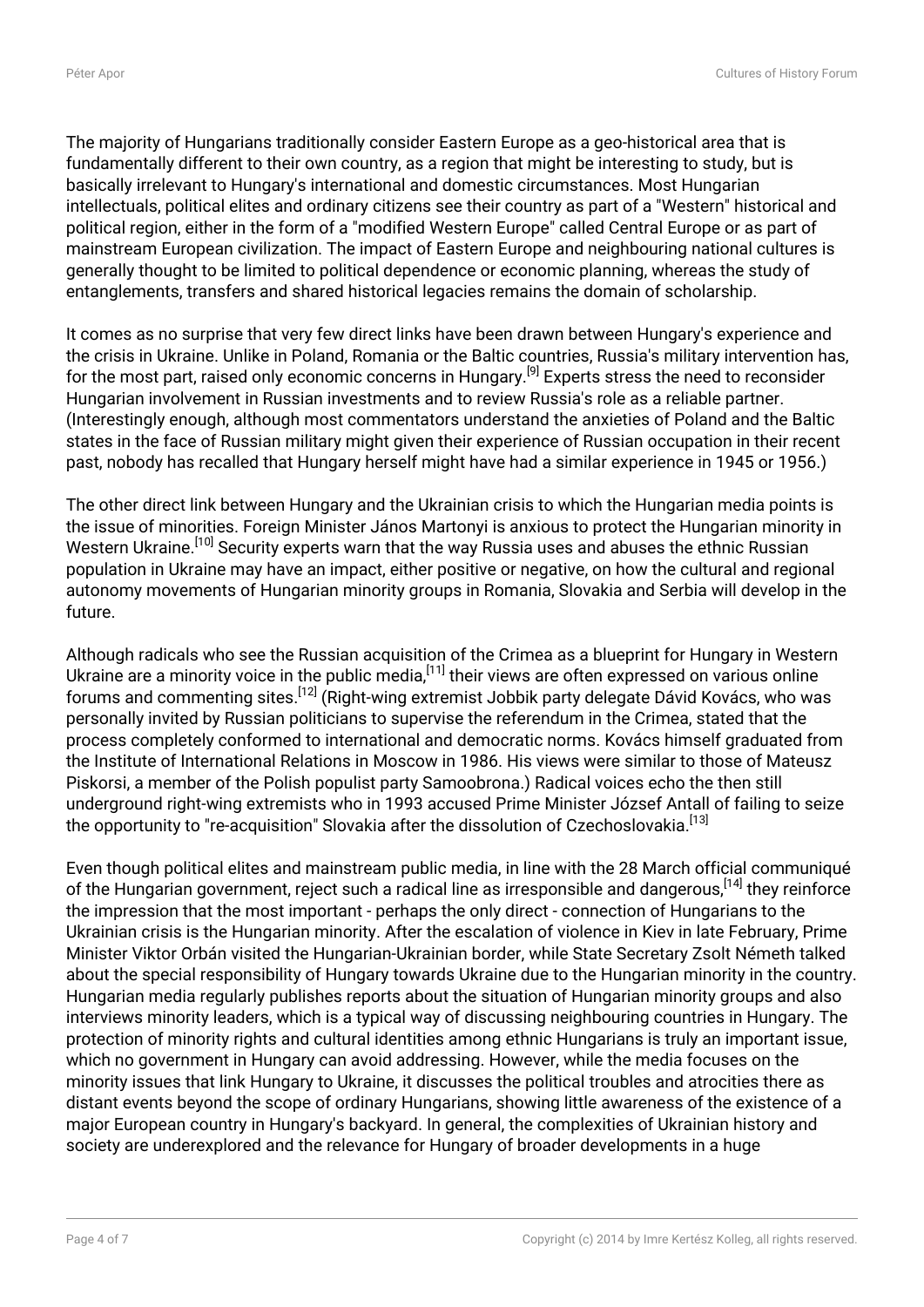The majority of Hungarians traditionally consider Eastern Europe as a geo-historical area that is fundamentally different to their own country, as a region that might be interesting to study, but is basically irrelevant to Hungary's international and domestic circumstances. Most Hungarian intellectuals, political elites and ordinary citizens see their country as part of a "Western" historical and political region, either in the form of a "modified Western Europe" called Central Europe or as part of mainstream European civilization. The impact of Eastern Europe and neighbouring national cultures is generally thought to be limited to political dependence or economic planning, whereas the study of entanglements, transfers and shared historical legacies remains the domain of scholarship.

It comes as no surprise that very few direct links have been drawn between Hungary's experience and the crisis in Ukraine. Unlike in Poland, Romania or the Baltic countries, Russia's military intervention has, for the most part, raised only economic concerns in Hungary.[9] Experts stress the need to reconsider Hungarian involvement in Russian investments and to review Russia's role as a reliable partner. (Interestingly enough, although most commentators understand the anxieties of Poland and the Baltic states in the face of Russian military might given their experience of Russian occupation in their recent past, nobody has recalled that Hungary herself might have had a similar experience in 1945 or 1956.)

The other direct link between Hungary and the Ukrainian crisis to which the Hungarian media points is the issue of minorities. Foreign Minister János Martonyi is anxious to protect the Hungarian minority in Western Ukraine.[10] Security experts warn that the way Russia uses and abuses the ethnic Russian population in Ukraine may have an impact, either positive or negative, on how the cultural and regional autonomy movements of Hungarian minority groups in Romania, Slovakia and Serbia will develop in the future.

Although radicals who see the Russian acquisition of the Crimea as a blueprint for Hungary in Western Ukraine are a minority voice in the public media,[11] their views are often expressed on various online forums and commenting sites.[12] (Right-wing extremist Jobbik party delegate Dávid Kovács, who was personally invited by Russian politicians to supervise the referendum in the Crimea, stated that the process completely conformed to international and democratic norms. Kovács himself graduated from the Institute of International Relations in Moscow in 1986. His views were similar to those of Mateusz Piskorsi, a member of the Polish populist party Samoobrona.) Radical voices echo the then still underground right-wing extremists who in 1993 accused Prime Minister József Antall of failing to seize the opportunity to "re-acquisition" Slovakia after the dissolution of Czechoslovakia.[13]

Even though political elites and mainstream public media, in line with the 28 March official communiqué of the Hungarian government, reject such a radical line as irresponsible and dangerous,[14] they reinforce the impression that the most important - perhaps the only direct - connection of Hungarians to the Ukrainian crisis is the Hungarian minority. After the escalation of violence in Kiev in late February, Prime Minister Viktor Orbán visited the Hungarian-Ukrainian border, while State Secretary Zsolt Németh talked about the special responsibility of Hungary towards Ukraine due to the Hungarian minority in the country. Hungarian media regularly publishes reports about the situation of Hungarian minority groups and also interviews minority leaders, which is a typical way of discussing neighbouring countries in Hungary. The protection of minority rights and cultural identities among ethnic Hungarians is truly an important issue, which no government in Hungary can avoid addressing. However, while the media focuses on the minority issues that link Hungary to Ukraine, it discusses the political troubles and atrocities there as distant events beyond the scope of ordinary Hungarians, showing little awareness of the existence of a major European country in Hungary's backyard. In general, the complexities of Ukrainian history and society are underexplored and the relevance for Hungary of broader developments in a huge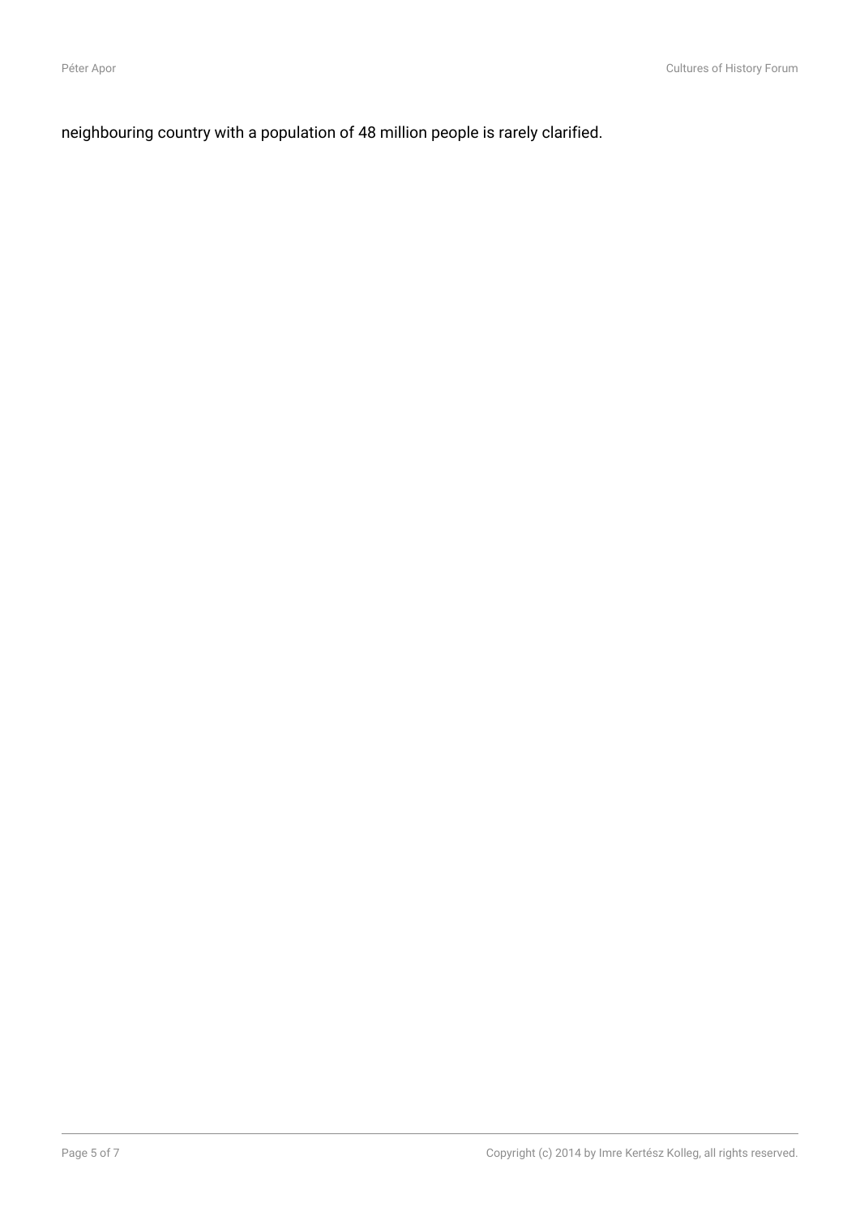neighbouring country with a population of 48 million people is rarely clarified.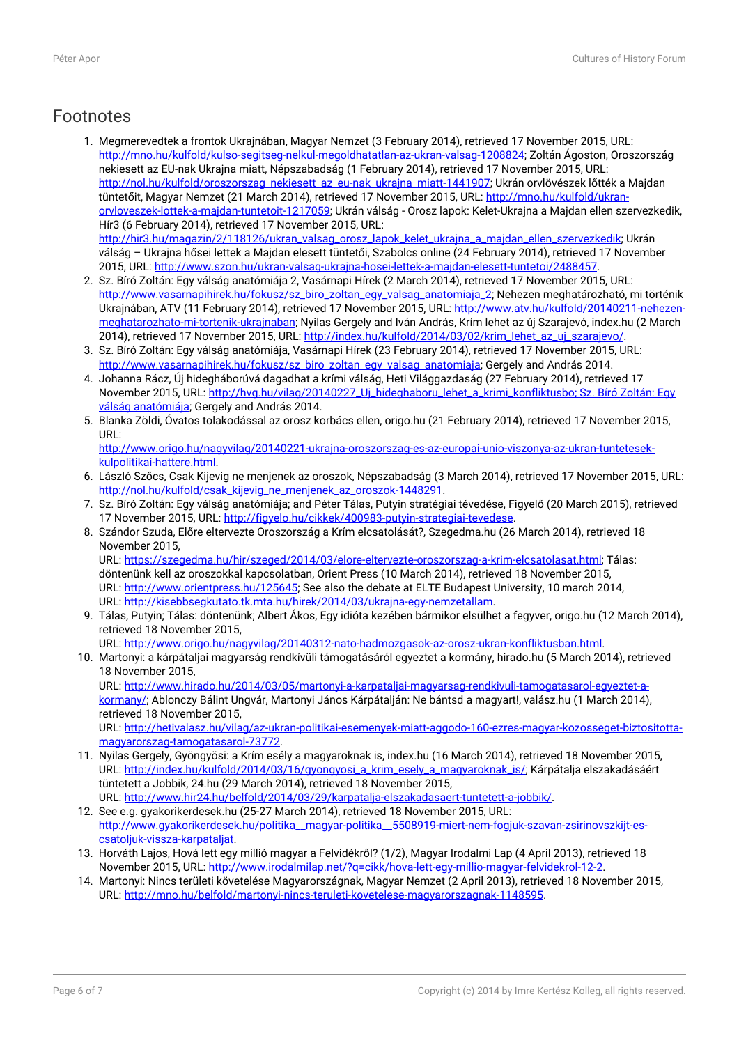## Footnotes

1. Megmerevedtek a frontok Ukrajnában, Magyar Nemzet (3 February 2014), retrieved 17 November 2015, URL: http://mno.hu/kulfold/kulso-segitseg-nelkul-megoldhatatlan-az-ukran-valsag-1208824; Zoltán Ágoston, Oroszország nekiesett az EU-nak Ukrajna miatt, Népszabadság (1 February 2014), retrieved 17 November 2015, URL: http://nol.hu/kulfold/oroszorszag_nekiesett_az_eu-nak_ukrajna_miatt-1441907; Ukrán orvlövészek lőtték a Majdan tüntetőit, Magyar Nemzet (21 March 2014), retrieved 17 November 2015, URL: http://mno.hu/kulfold/ukran-orvloveszek-lottek-a-majdan-tuntetoit-1217059; Ukrán válság - Orosz lapok: Kelet-Ukrajna a Majdan ellen szervezkedik, Hír3 (6 February 2014), retrieved 17 November 2015, URL: http://hir3.hu/magazin/2/118126/ukran_valsag_orosz_lapok_kelet_ukrajna_a_majdan_ellen_szervezkedik; Ukrán válság – Ukrajna hősei lettek a Majdan elesett tüntetői, Szabolcs online (24 February 2014), retrieved 17 November 2015, URL: http://www.szon.hu/ukran-valsag-ukrajna-hosei-lettek-a-majdan-elesett-tuntetoi/2488457.
2. Sz. Bíró Zoltán: Egy válság anatómiája 2, Vasárnapi Hírek (2 March 2014), retrieved 17 November 2015, URL: http://www.vasarnapihirek.hu/fokusz/sz_biro_zoltan_egy_valsag_anatomiaja_2; Nehezen meghatározható, mi történik Ukrajnában, ATV (11 February 2014), retrieved 17 November 2015, URL: http://www.atv.hu/kulfold/20140211-nehezen-meghatarozhato-mi-tortenik-ukrajnaban; Nyilas Gergely and Iván András, Krím lehet az új Szarajevó, index.hu (2 March 2014), retrieved 17 November 2015, URL: http://index.hu/kulfold/2014/03/02/krim_lehet_az_uj_szarajevo/.
3. Sz. Bíró Zoltán: Egy válság anatómiája, Vasárnapi Hírek (23 February 2014), retrieved 17 November 2015, URL: http://www.vasarnapihirek.hu/fokusz/sz_biro_zoltan_egy_valsag_anatomiaja; Gergely and András 2014.
4. Johanna Rácz, Új hidegháborúvá dagadhat a krími válság, Heti Világgazdaság (27 February 2014), retrieved 17 November 2015, URL: http://hvg.hu/vilag/20140227_Uj_hideghaboru_lehet_a_krimi_konfliktusbo; Sz. Bíró Zoltán: Egy válság anatómiája; Gergely and András 2014.
5. Blanka Zöldi, Óvatos tolakodással az orosz korbács ellen, origo.hu (21 February 2014), retrieved 17 November 2015, URL: http://www.origo.hu/nagyvilag/20140221-ukrajna-oroszorszag-es-az-europai-unio-viszonya-az-ukran-tuntetesek-kulpolitikai-hattere.html.
6. László Szőcs, Csak Kijevig ne menjenek az oroszok, Népszabadság (3 March 2014), retrieved 17 November 2015, URL: http://nol.hu/kulfold/csak_kijevig_ne_menjenek_az_oroszok-1448291.
7. Sz. Bíró Zoltán: Egy válság anatómiája; and Péter Tálas, Putyin stratégiai tévedése, Figyelő (20 March 2015), retrieved 17 November 2015, URL: http://figyelo.hu/cikkek/400983-putyin-strategiai-tevedese.
8. Szándor Szuda, Előre eltervezte Oroszország a Krím elcsatolását?, Szegedma.hu (26 March 2014), retrieved 18 November 2015, URL: https://szegedma.hu/hir/szeged/2014/03/elore-eltervezte-oroszorszag-a-krim-elcsatolasat.html; Tálas: döntenünk kell az oroszokkal kapcsolatban, Orient Press (10 March 2014), retrieved 18 November 2015, URL: http://www.orientpress.hu/125645; See also the debate at ELTE Budapest University, 10 march 2014, URL: http://kisebbsegkutato.tk.mta.hu/hirek/2014/03/ukrajna-egy-nemzetallam.
9. Tálas, Putyin; Tálas: döntenünk; Albert Ákos, Egy idióta kezében bármikor elsülhet a fegyver, origo.hu (12 March 2014), retrieved 18 November 2015, URL: http://www.origo.hu/nagyvilag/20140312-nato-hadmozgasok-az-orosz-ukran-konfliktusban.html.
10. Martonyi: a kárpátaljai magyarság rendkívüli támogatásáról egyeztet a kormány, hirado.hu (5 March 2014), retrieved 18 November 2015, URL: http://www.hirado.hu/2014/03/05/martonyi-a-karpataljai-magyarsag-rendkivuli-tamogatasarol-egyeztet-a-kormany/; Ablonczy Bálint Ungvár, Martonyi János Kárpátalján: Ne bántsd a magyart!, valász.hu (1 March 2014), retrieved 18 November 2015, URL: http://hetivalasz.hu/vilag/az-ukran-politikai-esemenyek-miatt-aggodo-160-ezres-magyar-kozosseget-biztositotta-magyarorszag-tamogatasarol-73772.
11. Nyilas Gergely, Gyöngyösi: a Krím esély a magyaroknak is, index.hu (16 March 2014), retrieved 18 November 2015, URL: http://index.hu/kulfold/2014/03/16/gyongyosi_a_krim_esely_a_magyaroknak_is/; Kárpátalja elszakadásáért tüntetett a Jobbik, 24.hu (29 March 2014), retrieved 18 November 2015, URL: http://www.hir24.hu/belfold/2014/03/29/karpatalja-elszakadasaert-tuntetett-a-jobbik/.
12. See e.g. gyakorikerdesek.hu (25-27 March 2014), retrieved 18 November 2015, URL: http://www.gyakorikerdesek.hu/politika__magyar-politika__5508919-miert-nem-fogjuk-szavan-zsirinovszkijt-es-csatoljuk-vissza-karpataljat.
13. Horváth Lajos, Hová lett egy millió magyar a Felvidékről? (1/2), Magyar Irodalmi Lap (4 April 2013), retrieved 18 November 2015, URL: http://www.irodalmilap.net/?q=cikk/hova-lett-egy-millio-magyar-felvidekrol-12-2.
14. Martonyi: Nincs területi követelése Magyarországnak, Magyar Nemzet (2 April 2013), retrieved 18 November 2015, URL: http://mno.hu/belfold/martonyi-nincs-teruleti-kovetelese-magyarorszagnak-1148595.